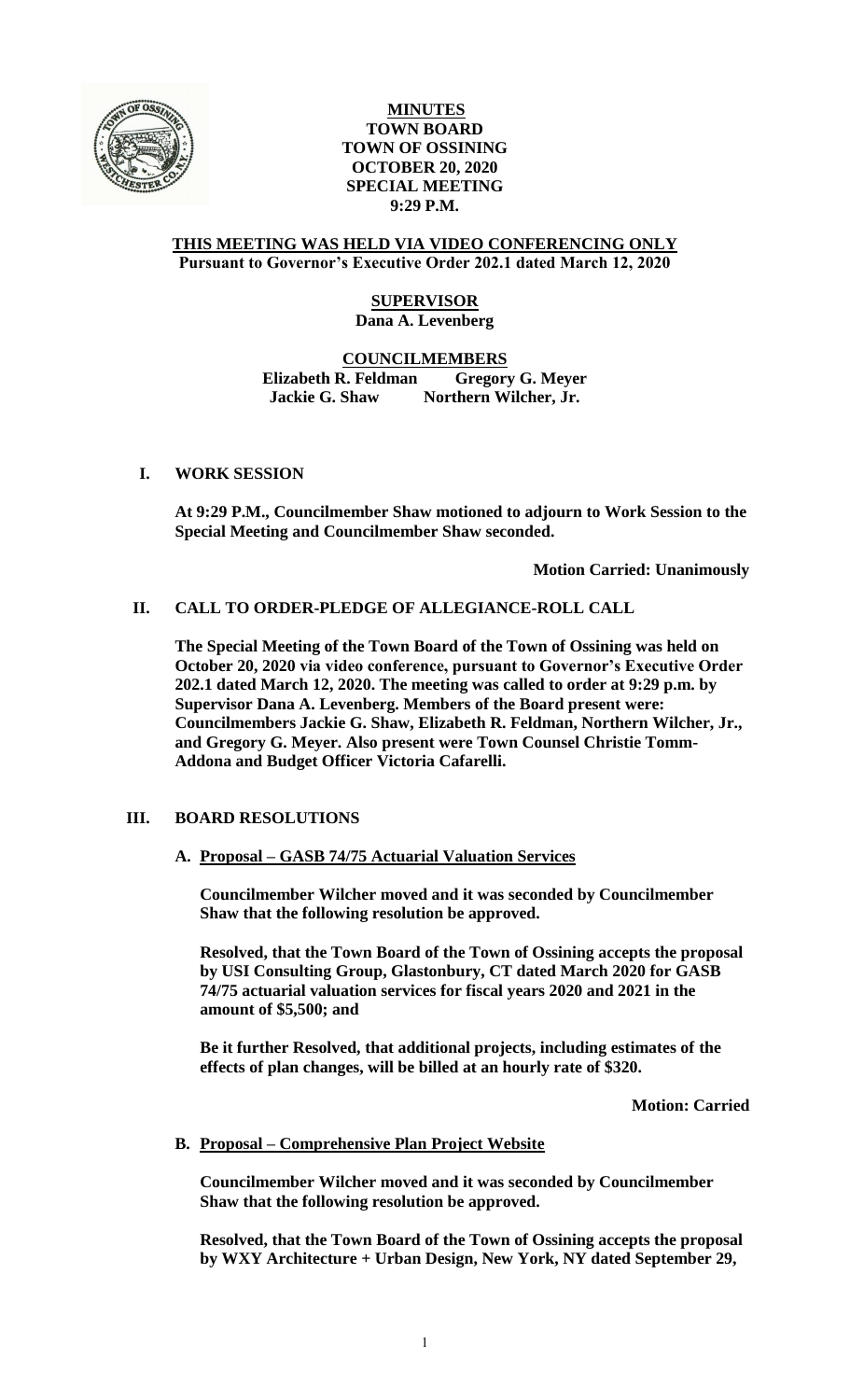**MINUTES**
**TOWN BOARD**
**TOWN OF OSSINING**
**OCTOBER 20, 2020**
**SPECIAL MEETING**
**9:29 P.M.**

**THIS MEETING WAS HELD VIA VIDEO CONFERENCING ONLY**
**Pursuant to Governor's Executive Order 202.1 dated March 12, 2020**

**SUPERVISOR**
**Dana A. Levenberg**

**COUNCILMEMBERS**
**Elizabeth R. Feldman Gregory G. Meyer**
**Jackie G. Shaw Northern Wilcher, Jr.**

## I. WORK SESSION

**At 9:29 P.M., Councilmember Shaw motioned to adjourn to Work Session to the Special Meeting and Councilmember Shaw seconded.**

**Motion Carried: Unanimously**

## II. CALL TO ORDER-PLEDGE OF ALLEGIANCE-ROLL CALL

**The Special Meeting of the Town Board of the Town of Ossining was held on October 20, 2020 via video conference, pursuant to Governor's Executive Order 202.1 dated March 12, 2020. The meeting was called to order at 9:29 p.m. by Supervisor Dana A. Levenberg. Members of the Board present were: Councilmembers Jackie G. Shaw, Elizabeth R. Feldman, Northern Wilcher, Jr., and Gregory G. Meyer. Also present were Town Counsel Christie Tomm-Addona and Budget Officer Victoria Cafarelli.**

## III. BOARD RESOLUTIONS

### A. Proposal – GASB 74/75 Actuarial Valuation Services

**Councilmember Wilcher moved and it was seconded by Councilmember Shaw that the following resolution be approved.**

**Resolved, that the Town Board of the Town of Ossining accepts the proposal by USI Consulting Group, Glastonbury, CT dated March 2020 for GASB 74/75 actuarial valuation services for fiscal years 2020 and 2021 in the amount of $5,500; and**

**Be it further Resolved, that additional projects, including estimates of the effects of plan changes, will be billed at an hourly rate of $320.**

**Motion: Carried**

### B. Proposal – Comprehensive Plan Project Website

**Councilmember Wilcher moved and it was seconded by Councilmember Shaw that the following resolution be approved.**

**Resolved, that the Town Board of the Town of Ossining accepts the proposal by WXY Architecture + Urban Design, New York, NY dated September 29,**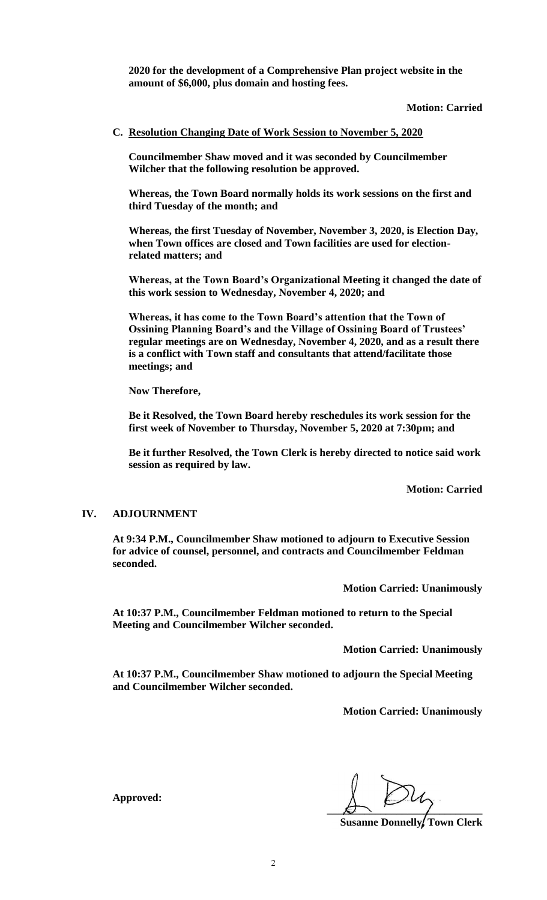**2020 for the development of a Comprehensive Plan project website in the amount of $6,000, plus domain and hosting fees.**

**Motion: Carried**

**C. Resolution Changing Date of Work Session to November 5, 2020**

**Councilmember Shaw moved and it was seconded by Councilmember Wilcher that the following resolution be approved.**

**Whereas, the Town Board normally holds its work sessions on the first and third Tuesday of the month; and**

**Whereas, the first Tuesday of November, November 3, 2020, is Election Day, when Town offices are closed and Town facilities are used for election-related matters; and**

**Whereas, at the Town Board's Organizational Meeting it changed the date of this work session to Wednesday, November 4, 2020; and**

**Whereas, it has come to the Town Board's attention that the Town of Ossining Planning Board's and the Village of Ossining Board of Trustees' regular meetings are on Wednesday, November 4, 2020, and as a result there is a conflict with Town staff and consultants that attend/facilitate those meetings; and**

**Now Therefore,**

**Be it Resolved, the Town Board hereby reschedules its work session for the first week of November to Thursday, November 5, 2020 at 7:30pm; and**

**Be it further Resolved, the Town Clerk is hereby directed to notice said work session as required by law.**

**Motion: Carried**

## IV. ADJOURNMENT

**At 9:34 P.M., Councilmember Shaw motioned to adjourn to Executive Session for advice of counsel, personnel, and contracts and Councilmember Feldman seconded.**

**Motion Carried: Unanimously**

**At 10:37 P.M., Councilmember Feldman motioned to return to the Special Meeting and Councilmember Wilcher seconded.**

**Motion Carried: Unanimously**

**At 10:37 P.M., Councilmember Shaw motioned to adjourn the Special Meeting and Councilmember Wilcher seconded.**

**Motion Carried: Unanimously**

**Approved:**

**Susanne Donnelly, Town Clerk**